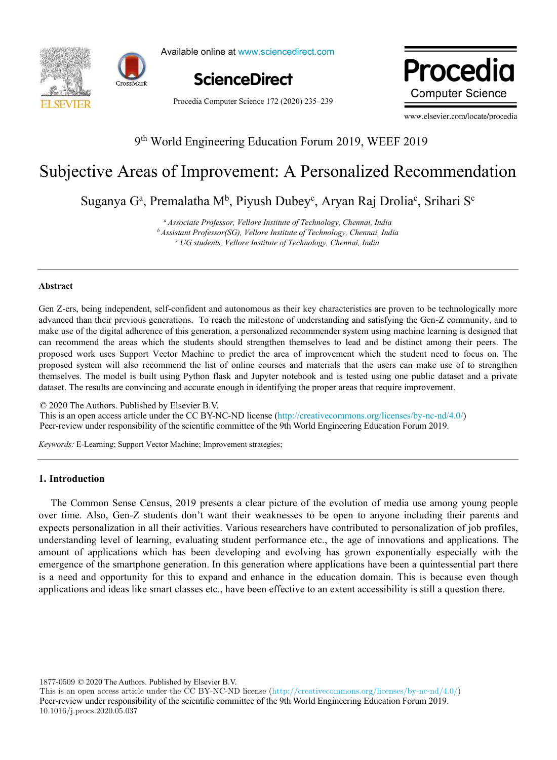9th World Engineering Education Forum 2019, WEEF 2019

# Subjective Areas of Improvement: A Personalized Recommendation

Suganya G[a], Premalatha M[b], Piyush Dubey[c], Aryan Raj Drolia[c], Srihari S[c]

[a] *Associate Professor, Vellore Institute of Technology, Chennai, India*
[b] *Assistant Professor(SG), Vellore Institute of Technology, Chennai, India*
[c] *UG students, Vellore Institute of Technology, Chennai, India*

---

## Abstract

Gen Z-ers, being independent, self-confident and autonomous as their key characteristics are proven to be technologically more advanced than their previous generations. To reach the milestone of understanding and satisfying the Gen-Z community, and to make use of the digital adherence of this generation, a personalized recommender system using machine learning is designed that can recommend the areas which the students should strengthen themselves to lead and be distinct among their peers. The proposed work uses Support Vector Machine to predict the area of improvement which the student need to focus on. The proposed system will also recommend the list of online courses and materials that the users can make use of to strengthen themselves. The model is built using Python flask and Jupyter notebook and is tested using one public dataset and a private dataset. The results are convincing and accurate enough in identifying the proper areas that require improvement.

© 2020 The Authors. Published by Elsevier B.V.
This is an open access article under the CC BY-NC-ND license (http://creativecommons.org/licenses/by-nc-nd/4.0/)
Peer-review under responsibility of the scientific committee of the 9th World Engineering Education Forum 2019.

*Keywords:* E-Learning; Support Vector Machine; Improvement strategies;

---

## 1. Introduction

The Common Sense Census, 2019 presents a clear picture of the evolution of media use among young people over time. Also, Gen-Z students don't want their weaknesses to be open to anyone including their parents and expects personalization in all their activities. Various researchers have contributed to personalization of job profiles, understanding level of learning, evaluating student performance etc., the age of innovations and applications. The amount of applications which has been developing and evolving has grown exponentially especially with the emergence of the smartphone generation. In this generation where applications have been a quintessential part there is a need and opportunity for this to expand and enhance in the education domain. This is because even though applications and ideas like smart classes etc., have been effective to an extent accessibility is still a question there.

1877-0509 © 2020 The Authors. Published by Elsevier B.V.
This is an open access article under the CC BY-NC-ND license (http://creativecommons.org/licenses/by-nc-nd/4.0/)
Peer-review under responsibility of the scientific committee of the 9th World Engineering Education Forum 2019.
10.1016/j.procs.2020.05.037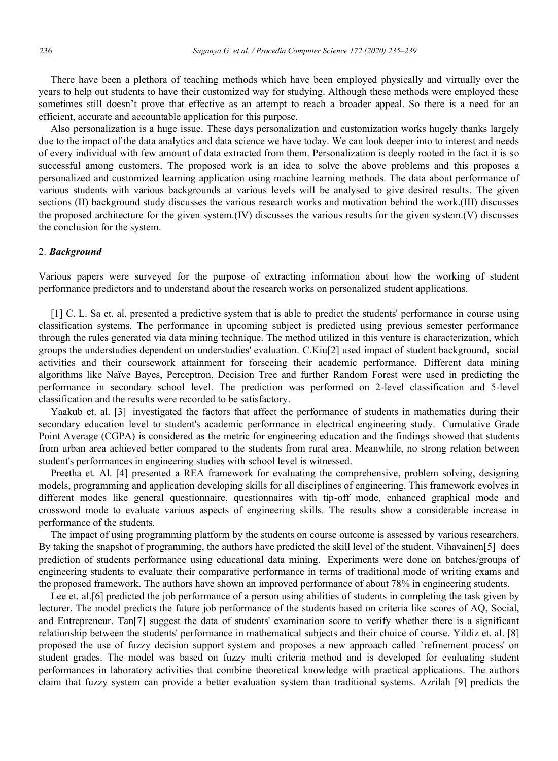There have been a plethora of teaching methods which have been employed physically and virtually over the years to help out students to have their customized way for studying. Although these methods were employed these sometimes still doesn't prove that effective as an attempt to reach a broader appeal. So there is a need for an efficient, accurate and accountable application for this purpose.

Also personalization is a huge issue. These days personalization and customization works hugely thanks largely due to the impact of the data analytics and data science we have today. We can look deeper into to interest and needs of every individual with few amount of data extracted from them. Personalization is deeply rooted in the fact it is so successful among customers. The proposed work is an idea to solve the above problems and this proposes a personalized and customized learning application using machine learning methods. The data about performance of various students with various backgrounds at various levels will be analysed to give desired results. The given sections (II) background study discusses the various research works and motivation behind the work.(III) discusses the proposed architecture for the given system.(IV) discusses the various results for the given system.(V) discusses the conclusion for the system.

## 2. *Background*

Various papers were surveyed for the purpose of extracting information about how the working of student performance predictors and to understand about the research works on personalized student applications.

[1] C. L. Sa et. al. presented a predictive system that is able to predict the students' performance in course using classification systems. The performance in upcoming subject is predicted using previous semester performance through the rules generated via data mining technique. The method utilized in this venture is characterization, which groups the understudies dependent on understudies' evaluation. C.Kiu[2] used impact of student background, social activities and their coursework attainment for forseeing their academic performance. Different data mining algorithms like Naïve Bayes, Perceptron, Decision Tree and further Random Forest were used in predicting the performance in secondary school level. The prediction was performed on 2-level classification and 5-level classification and the results were recorded to be satisfactory.

Yaakub et. al. [3] investigated the factors that affect the performance of students in mathematics during their secondary education level to student's academic performance in electrical engineering study. Cumulative Grade Point Average (CGPA) is considered as the metric for engineering education and the findings showed that students from urban area achieved better compared to the students from rural area. Meanwhile, no strong relation between student's performances in engineering studies with school level is witnessed.

Preetha et. Al. [4] presented a REA framework for evaluating the comprehensive, problem solving, designing models, programming and application developing skills for all disciplines of engineering. This framework evolves in different modes like general questionnaire, questionnaires with tip-off mode, enhanced graphical mode and crossword mode to evaluate various aspects of engineering skills. The results show a considerable increase in performance of the students.

The impact of using programming platform by the students on course outcome is assessed by various researchers. By taking the snapshot of programming, the authors have predicted the skill level of the student. Vihavainen[5] does prediction of students performance using educational data mining. Experiments were done on batches/groups of engineering students to evaluate their comparative performance in terms of traditional mode of writing exams and the proposed framework. The authors have shown an improved performance of about 78% in engineering students.

Lee et. al.[6] predicted the job performance of a person using abilities of students in completing the task given by lecturer. The model predicts the future job performance of the students based on criteria like scores of AQ, Social, and Entrepreneur. Tan[7] suggest the data of students' examination score to verify whether there is a significant relationship between the students' performance in mathematical subjects and their choice of course. Yildiz et. al. [8] proposed the use of fuzzy decision support system and proposes a new approach called `refinement process' on student grades. The model was based on fuzzy multi criteria method and is developed for evaluating student performances in laboratory activities that combine theoretical knowledge with practical applications. The authors claim that fuzzy system can provide a better evaluation system than traditional systems. Azrilah [9] predicts the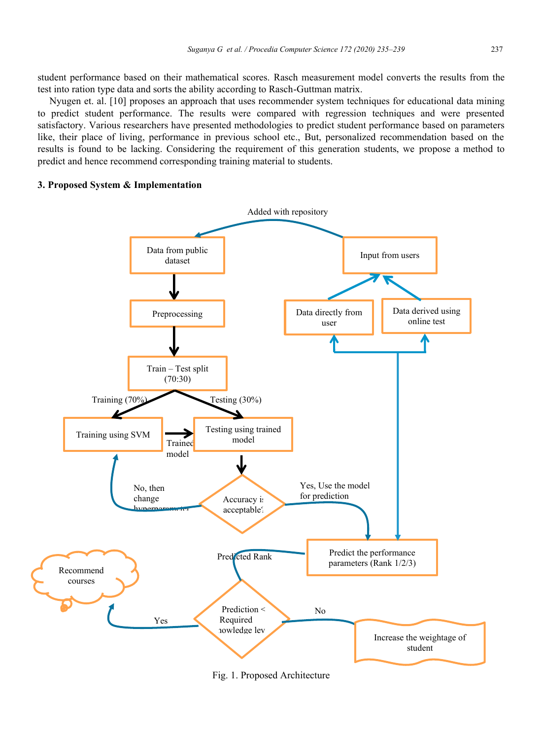student performance based on their mathematical scores. Rasch measurement model converts the results from the test into ration type data and sorts the ability according to Rasch-Guttman matrix.

Nyugen et. al. [10] proposes an approach that uses recommender system techniques for educational data mining to predict student performance. The results were compared with regression techniques and were presented satisfactory. Various researchers have presented methodologies to predict student performance based on parameters like, their place of living, performance in previous school etc., But, personalized recommendation based on the results is found to be lacking. Considering the requirement of this generation students, we propose a method to predict and hence recommend corresponding training material to students.

## 3. Proposed System & Implementation

Fig. 1. Proposed Architecture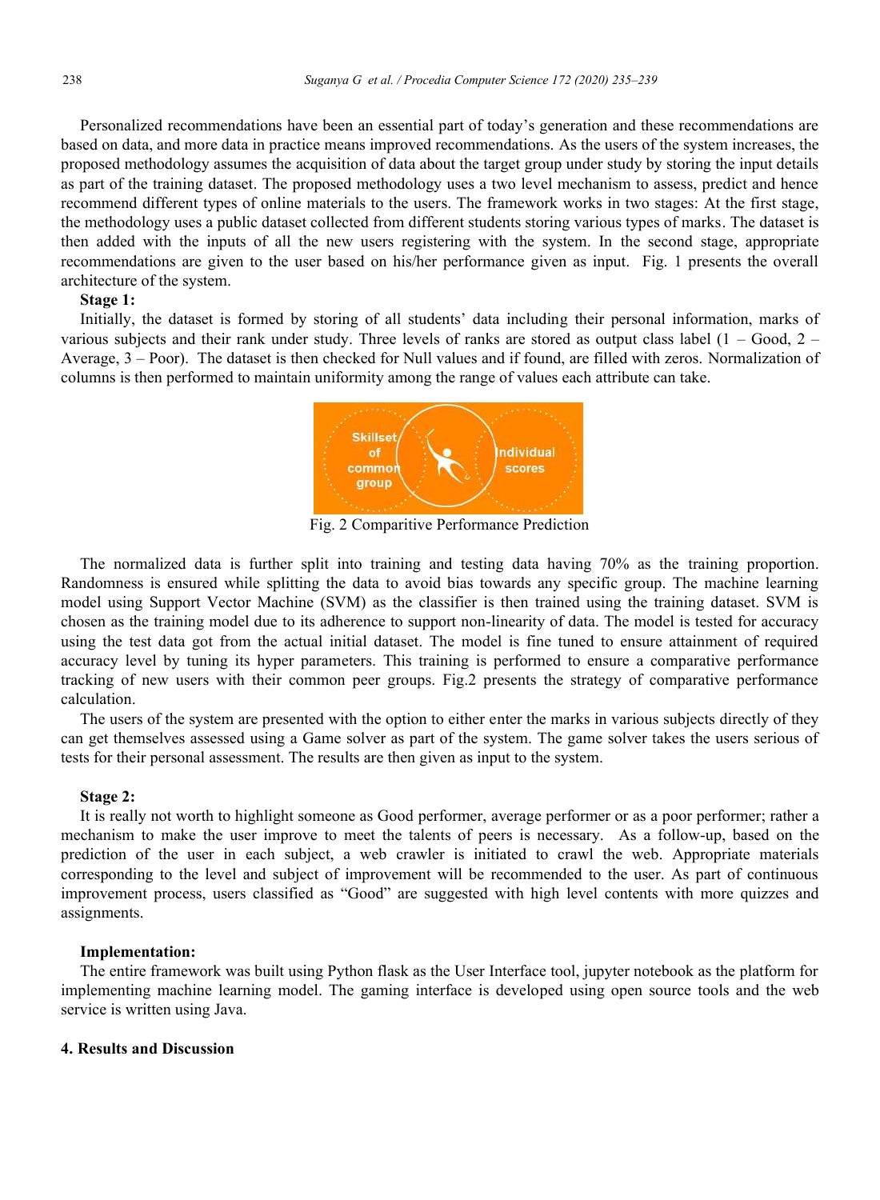Personalized recommendations have been an essential part of today's generation and these recommendations are based on data, and more data in practice means improved recommendations. As the users of the system increases, the proposed methodology assumes the acquisition of data about the target group under study by storing the input details as part of the training dataset. The proposed methodology uses a two level mechanism to assess, predict and hence recommend different types of online materials to the users. The framework works in two stages: At the first stage, the methodology uses a public dataset collected from different students storing various types of marks. The dataset is then added with the inputs of all the new users registering with the system. In the second stage, appropriate recommendations are given to the user based on his/her performance given as input. Fig. 1 presents the overall architecture of the system.

**Stage 1:**

Initially, the dataset is formed by storing of all students' data including their personal information, marks of various subjects and their rank under study. Three levels of ranks are stored as output class label (1 – Good, 2 – Average, 3 – Poor). The dataset is then checked for Null values and if found, are filled with zeros. Normalization of columns is then performed to maintain uniformity among the range of values each attribute can take.

Fig. 2 Comparitive Performance Prediction

The normalized data is further split into training and testing data having 70% as the training proportion. Randomness is ensured while splitting the data to avoid bias towards any specific group. The machine learning model using Support Vector Machine (SVM) as the classifier is then trained using the training dataset. SVM is chosen as the training model due to its adherence to support non-linearity of data. The model is tested for accuracy using the test data got from the actual initial dataset. The model is fine tuned to ensure attainment of required accuracy level by tuning its hyper parameters. This training is performed to ensure a comparative performance tracking of new users with their common peer groups. Fig.2 presents the strategy of comparative performance calculation.

The users of the system are presented with the option to either enter the marks in various subjects directly of they can get themselves assessed using a Game solver as part of the system. The game solver takes the users serious of tests for their personal assessment. The results are then given as input to the system.

**Stage 2:**

It is really not worth to highlight someone as Good performer, average performer or as a poor performer; rather a mechanism to make the user improve to meet the talents of peers is necessary. As a follow-up, based on the prediction of the user in each subject, a web crawler is initiated to crawl the web. Appropriate materials corresponding to the level and subject of improvement will be recommended to the user. As part of continuous improvement process, users classified as "Good" are suggested with high level contents with more quizzes and assignments.

**Implementation:**

The entire framework was built using Python flask as the User Interface tool, jupyter notebook as the platform for implementing machine learning model. The gaming interface is developed using open source tools and the web service is written using Java.

## 4. Results and Discussion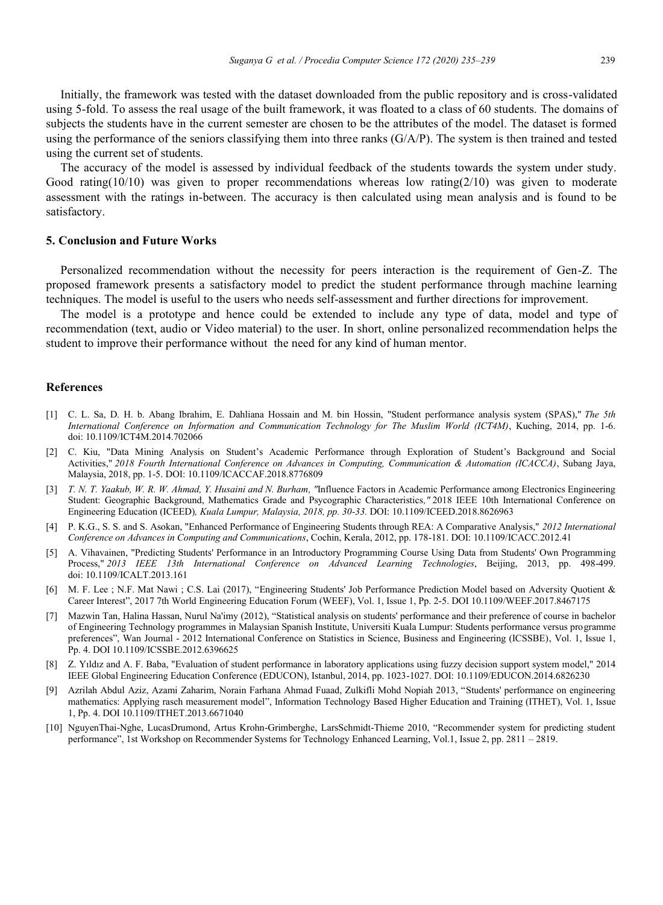Initially, the framework was tested with the dataset downloaded from the public repository and is cross-validated using 5-fold. To assess the real usage of the built framework, it was floated to a class of 60 students. The domains of subjects the students have in the current semester are chosen to be the attributes of the model. The dataset is formed using the performance of the seniors classifying them into three ranks (G/A/P). The system is then trained and tested using the current set of students.

The accuracy of the model is assessed by individual feedback of the students towards the system under study. Good rating(10/10) was given to proper recommendations whereas low rating(2/10) was given to moderate assessment with the ratings in-between. The accuracy is then calculated using mean analysis and is found to be satisfactory.

## 5. Conclusion and Future Works

Personalized recommendation without the necessity for peers interaction is the requirement of Gen-Z. The proposed framework presents a satisfactory model to predict the student performance through machine learning techniques. The model is useful to the users who needs self-assessment and further directions for improvement.

The model is a prototype and hence could be extended to include any type of data, model and type of recommendation (text, audio or Video material) to the user. In short, online personalized recommendation helps the student to improve their performance without the need for any kind of human mentor.

## References

[1] C. L. Sa, D. H. b. Abang Ibrahim, E. Dahliana Hossain and M. bin Hossin, "Student performance analysis system (SPAS)," *The 5th International Conference on Information and Communication Technology for The Muslim World (ICT4M)*, Kuching, 2014, pp. 1-6. doi: 10.1109/ICT4M.2014.702066

[2] C. Kiu, "Data Mining Analysis on Student's Academic Performance through Exploration of Student's Background and Social Activities," *2018 Fourth International Conference on Advances in Computing, Communication & Automation (ICACCA)*, Subang Jaya, Malaysia, 2018, pp. 1-5. DOI: 10.1109/ICACCAF.2018.8776809

[3] *T. N. T. Yaakub, W. R. W. Ahmad, Y. Husaini and N. Burham, "*Influence Factors in Academic Performance among Electronics Engineering Student: Geographic Background, Mathematics Grade and Psycographic Characteristics,*"* 2018 IEEE 10th International Conference on Engineering Education (ICEED)*, Kuala Lumpur, Malaysia, 2018, pp. 30-33.* DOI: 10.1109/ICEED.2018.8626963

[4] P. K.G., S. S. and S. Asokan, "Enhanced Performance of Engineering Students through REA: A Comparative Analysis," *2012 International Conference on Advances in Computing and Communications*, Cochin, Kerala, 2012, pp. 178-181. DOI: 10.1109/ICACC.2012.41

[5] A. Vihavainen, "Predicting Students' Performance in an Introductory Programming Course Using Data from Students' Own Programming Process," *2013 IEEE 13th International Conference on Advanced Learning Technologies*, Beijing, 2013, pp. 498-499. doi: 10.1109/ICALT.2013.161

[6] M. F. Lee ; N.F. Mat Nawi ; C.S. Lai (2017), "Engineering Students' Job Performance Prediction Model based on Adversity Quotient & Career Interest", 2017 7th World Engineering Education Forum (WEEF), Vol. 1, Issue 1, Pp. 2-5. DOI 10.1109/WEEF.2017.8467175

[7] Mazwin Tan, Halina Hassan, Nurul Na'imy (2012), "Statistical analysis on students' performance and their preference of course in bachelor of Engineering Technology programmes in Malaysian Spanish Institute, Universiti Kuala Lumpur: Students performance versus programme preferences", Wan Journal - 2012 International Conference on Statistics in Science, Business and Engineering (ICSSBE), Vol. 1, Issue 1, Pp. 4. DOI 10.1109/ICSSBE.2012.6396625

[8] Z. Yıldız and A. F. Baba, "Evaluation of student performance in laboratory applications using fuzzy decision support system model," 2014 IEEE Global Engineering Education Conference (EDUCON), Istanbul, 2014, pp. 1023-1027. DOI: 10.1109/EDUCON.2014.6826230

[9] Azrilah Abdul Aziz, Azami Zaharim, Norain Farhana Ahmad Fuaad, Zulkifli Mohd Nopiah 2013, "Students' performance on engineering mathematics: Applying rasch measurement model", Information Technology Based Higher Education and Training (ITHET), Vol. 1, Issue 1, Pp. 4. DOI 10.1109/ITHET.2013.6671040

[10] NguyenThai-Nghe, LucasDrumond, Artus Krohn-Grimberghe, LarsSchmidt-Thieme 2010, "Recommender system for predicting student performance", 1st Workshop on Recommender Systems for Technology Enhanced Learning, Vol.1, Issue 2, pp. 2811 – 2819.